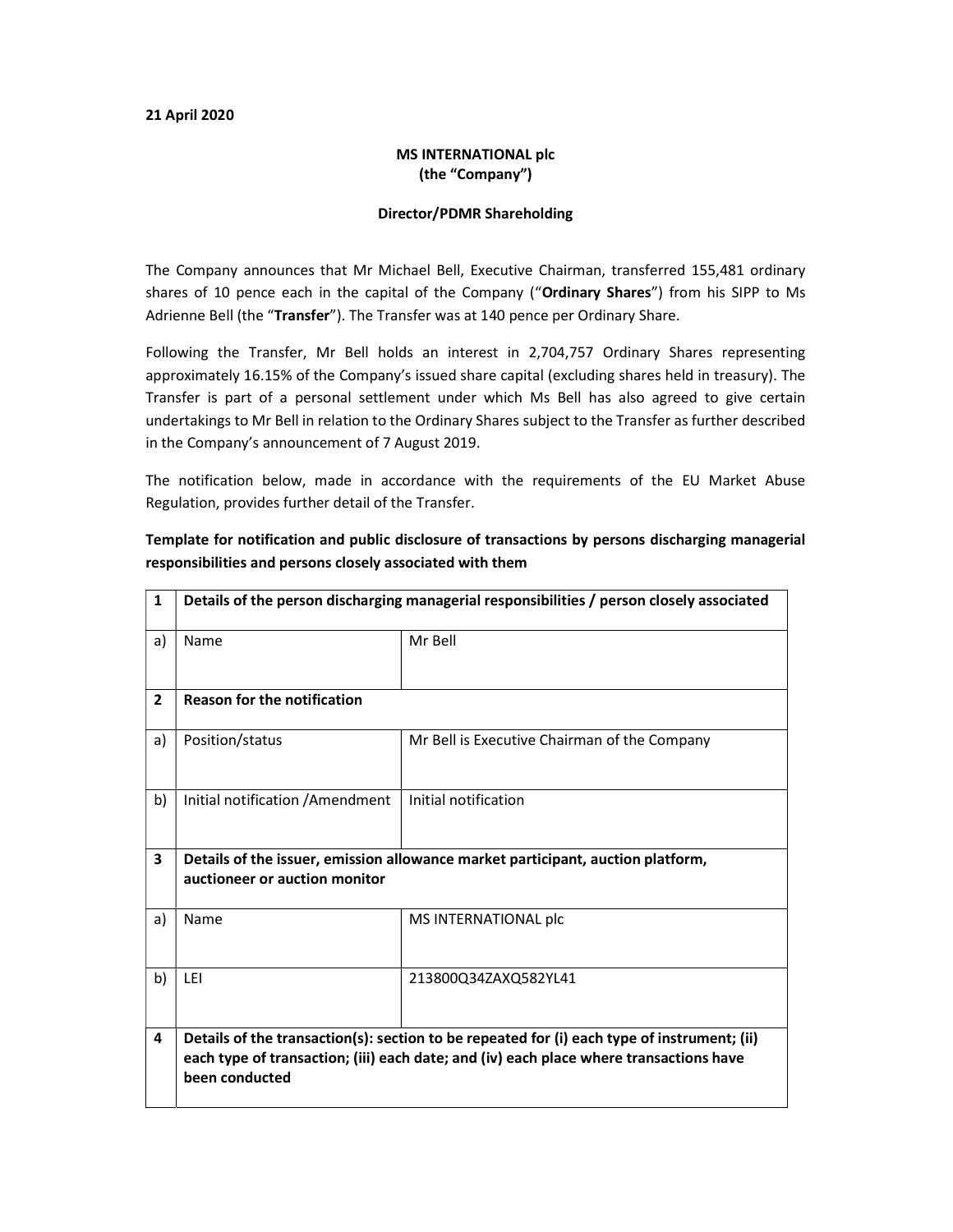**21 April 2020**

**MS INTERNATIONAL plc**
**(the "Company")**

**Director/PDMR Shareholding**

The Company announces that Mr Michael Bell, Executive Chairman, transferred 155,481 ordinary shares of 10 pence each in the capital of the Company ("**Ordinary Shares**") from his SIPP to Ms Adrienne Bell (the "**Transfer**"). The Transfer was at 140 pence per Ordinary Share.

Following the Transfer, Mr Bell holds an interest in 2,704,757 Ordinary Shares representing approximately 16.15% of the Company's issued share capital (excluding shares held in treasury). The Transfer is part of a personal settlement under which Ms Bell has also agreed to give certain undertakings to Mr Bell in relation to the Ordinary Shares subject to the Transfer as further described in the Company's announcement of 7 August 2019.

The notification below, made in accordance with the requirements of the EU Market Abuse Regulation, provides further detail of the Transfer.

**Template for notification and public disclosure of transactions by persons discharging managerial responsibilities and persons closely associated with them**

| | | |
|---|---|---|
| **1** | **Details of the person discharging managerial responsibilities / person closely associated** | |
| a) | Name | Mr Bell |
| **2** | **Reason for the notification** | |
| a) | Position/status | Mr Bell is Executive Chairman of the Company |
| b) | Initial notification /Amendment | Initial notification |
| **3** | **Details of the issuer, emission allowance market participant, auction platform, auctioneer or auction monitor** | |
| a) | Name | MS INTERNATIONAL plc |
| b) | LEI | 213800Q34ZAXQ582YL41 |
| **4** | **Details of the transaction(s): section to be repeated for (i) each type of instrument; (ii) each type of transaction; (iii) each date; and (iv) each place where transactions have been conducted** | |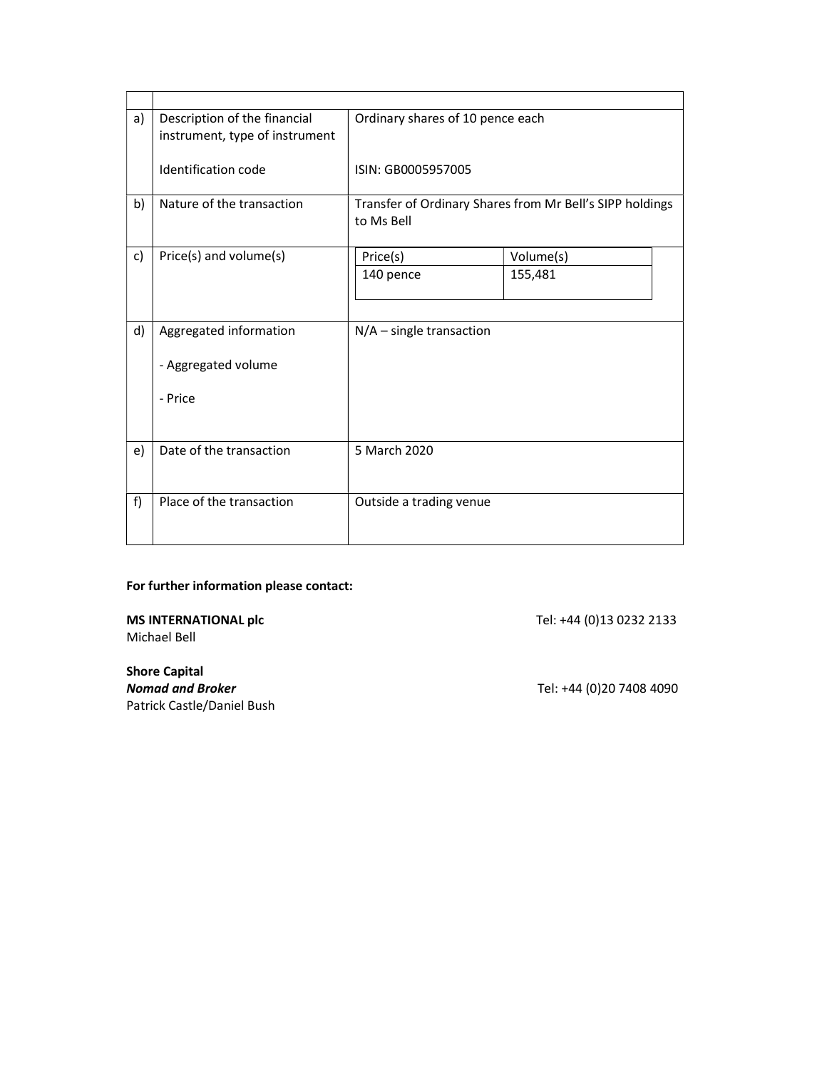| | | |
|---|---|---|
| a) | Description of the financial instrument, type of instrument<br><br>Identification code | Ordinary shares of 10 pence each<br><br>ISIN: GB0005957005 |
| b) | Nature of the transaction | Transfer of Ordinary Shares from Mr Bell's SIPP holdings to Ms Bell |
| c) | Price(s) and volume(s) | Price(s): 140 pence<br>Volume(s): 155,481 |
| d) | Aggregated information<br><br>- Aggregated volume<br><br>- Price | N/A – single transaction |
| e) | Date of the transaction | 5 March 2020 |
| f) | Place of the transaction | Outside a trading venue |

**For further information please contact:**

**MS INTERNATIONAL plc**
Michael Bell
Tel: +44 (0)13 0232 2133

**Shore Capital**
***Nomad and Broker***
Patrick Castle/Daniel Bush
Tel: +44 (0)20 7408 4090